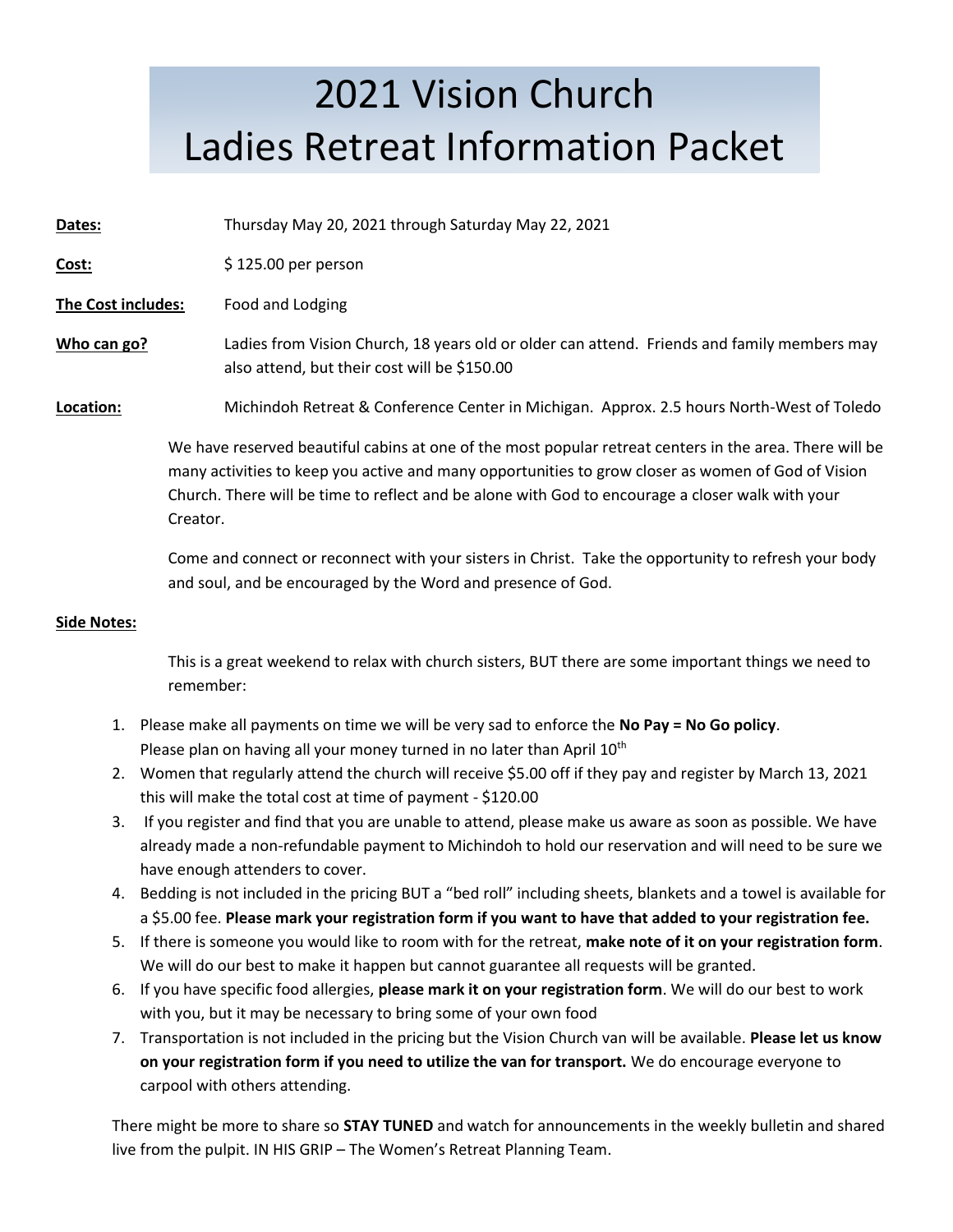# 2021 Vision Church Ladies Retreat Information Packet

**Dates:** Thursday May 20, 2021 through Saturday May 22, 2021

**Cost:** $ 125.00 per person

**The Cost includes:** Food and Lodging

**Who can go?** Ladies from Vision Church, 18 years old or older can attend. Friends and family members may also attend, but their cost will be $150.00

**Location:** Michindoh Retreat & Conference Center in Michigan. Approx. 2.5 hours North-West of Toledo

We have reserved beautiful cabins at one of the most popular retreat centers in the area. There will be many activities to keep you active and many opportunities to grow closer as women of God of Vision Church. There will be time to reflect and be alone with God to encourage a closer walk with your Creator.

Come and connect or reconnect with your sisters in Christ. Take the opportunity to refresh your body and soul, and be encouraged by the Word and presence of God.

**Side Notes:**

This is a great weekend to relax with church sisters, BUT there are some important things we need to remember:

1. Please make all payments on time we will be very sad to enforce the **No Pay = No Go policy**. Please plan on having all your money turned in no later than April 10th
2. Women that regularly attend the church will receive $5.00 off if they pay and register by March 13, 2021 this will make the total cost at time of payment - $120.00
3. If you register and find that you are unable to attend, please make us aware as soon as possible. We have already made a non-refundable payment to Michindoh to hold our reservation and will need to be sure we have enough attenders to cover.
4. Bedding is not included in the pricing BUT a "bed roll" including sheets, blankets and a towel is available for a $5.00 fee. **Please mark your registration form if you want to have that added to your registration fee.**
5. If there is someone you would like to room with for the retreat, **make note of it on your registration form**. We will do our best to make it happen but cannot guarantee all requests will be granted.
6. If you have specific food allergies, **please mark it on your registration form**. We will do our best to work with you, but it may be necessary to bring some of your own food
7. Transportation is not included in the pricing but the Vision Church van will be available. **Please let us know on your registration form if you need to utilize the van for transport.** We do encourage everyone to carpool with others attending.

There might be more to share so **STAY TUNED** and watch for announcements in the weekly bulletin and shared live from the pulpit. IN HIS GRIP – The Women's Retreat Planning Team.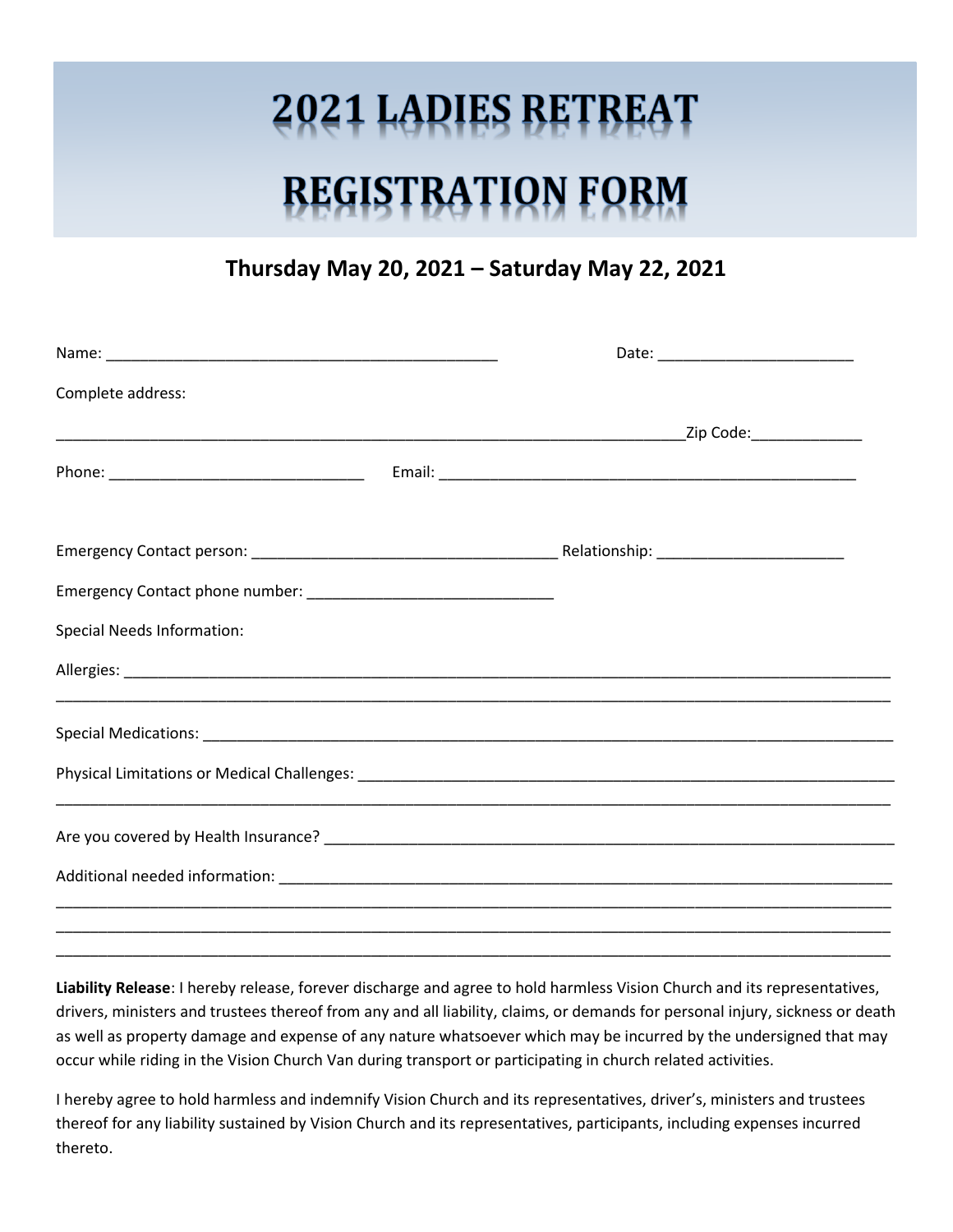# 2021 LADIES RETREAT

# REGISTRATION FORM

## Thursday May 20, 2021 – Saturday May 22, 2021

Name: _______________________________________________ Date: _______________________

Complete address:

_____________________________________________________________________________Zip Code:_____________

Phone: ______________________________ Email: __________________________________________________

Emergency Contact person: ____________________________________ Relationship: ______________________

Emergency Contact phone number: _____________________________

Special Needs Information:

Allergies: ____________________________________________________________________________________________

______________________________________________________________________________________________________

Special Medications: ___________________________________________________________________________________

Physical Limitations or Medical Challenges: _________________________________________________________________

______________________________________________________________________________________________________

Are you covered by Health Insurance? _____________________________________________________________________

Additional needed information: __________________________________________________________________________

______________________________________________________________________________________________________

______________________________________________________________________________________________________

______________________________________________________________________________________________________

**Liability Release**: I hereby release, forever discharge and agree to hold harmless Vision Church and its representatives, drivers, ministers and trustees thereof from any and all liability, claims, or demands for personal injury, sickness or death as well as property damage and expense of any nature whatsoever which may be incurred by the undersigned that may occur while riding in the Vision Church Van during transport or participating in church related activities.

I hereby agree to hold harmless and indemnify Vision Church and its representatives, driver's, ministers and trustees thereof for any liability sustained by Vision Church and its representatives, participants, including expenses incurred thereto.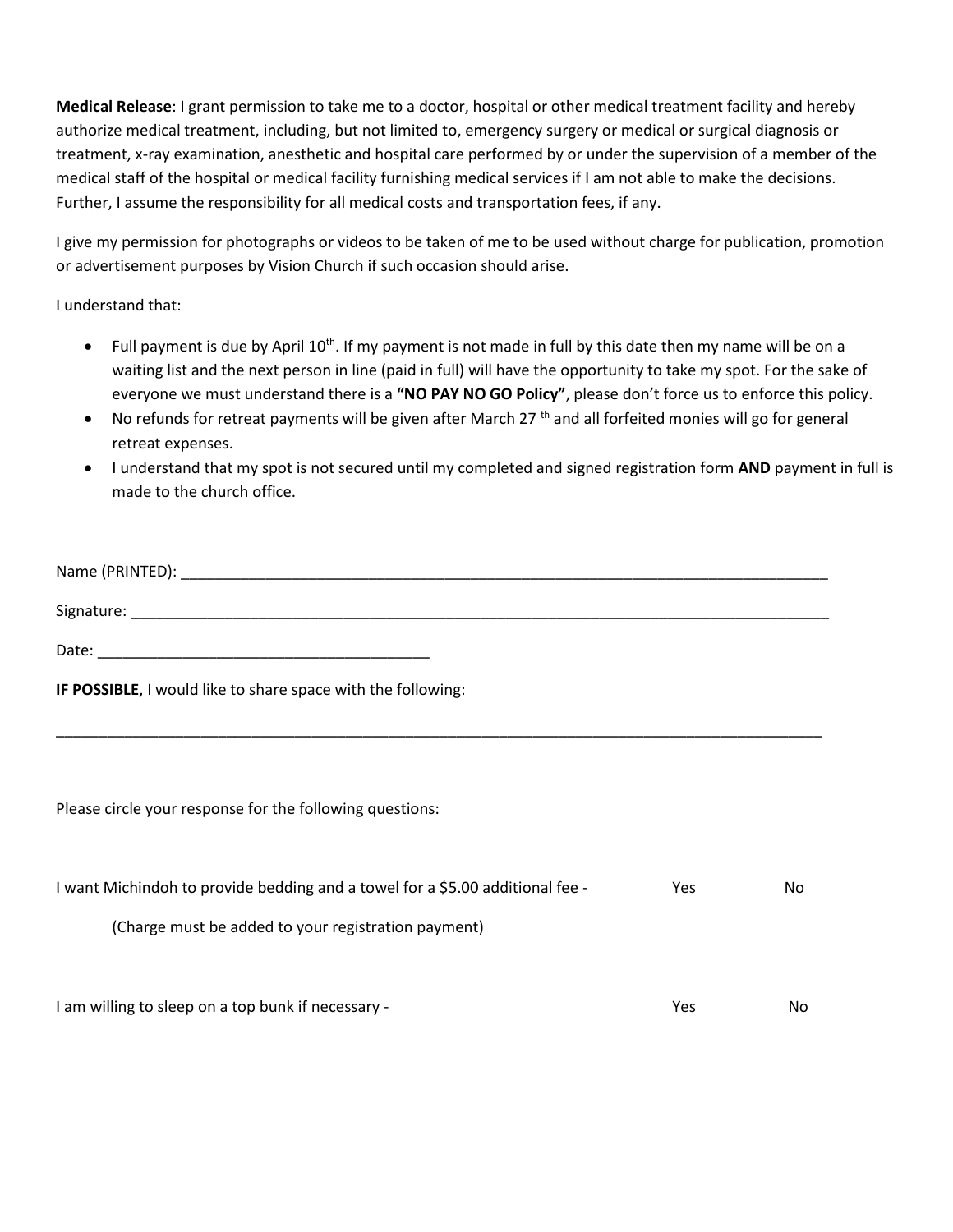**Medical Release**: I grant permission to take me to a doctor, hospital or other medical treatment facility and hereby authorize medical treatment, including, but not limited to, emergency surgery or medical or surgical diagnosis or treatment, x-ray examination, anesthetic and hospital care performed by or under the supervision of a member of the medical staff of the hospital or medical facility furnishing medical services if I am not able to make the decisions. Further, I assume the responsibility for all medical costs and transportation fees, if any.

I give my permission for photographs or videos to be taken of me to be used without charge for publication, promotion or advertisement purposes by Vision Church if such occasion should arise.

I understand that:

- Full payment is due by April 10th. If my payment is not made in full by this date then my name will be on a waiting list and the next person in line (paid in full) will have the opportunity to take my spot. For the sake of everyone we must understand there is a **"NO PAY NO GO Policy"**, please don't force us to enforce this policy.
- No refunds for retreat payments will be given after March 27 th and all forfeited monies will go for general retreat expenses.
- I understand that my spot is not secured until my completed and signed registration form **AND** payment in full is made to the church office.

Name (PRINTED): ______________________________________________________________________________

Signature: ___________________________________________________________________________________

Date: ________________________________________

**IF POSSIBLE**, I would like to share space with the following:

______________________________________________________________________________________________

Please circle your response for the following questions:

I want Michindoh to provide bedding and a towel for a $5.00 additional fee - Yes No

(Charge must be added to your registration payment)

I am willing to sleep on a top bunk if necessary - Yes No